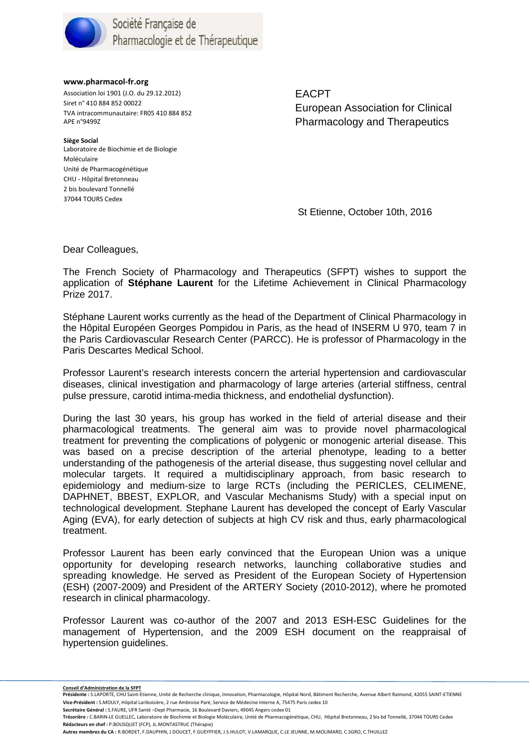Société Française de Pharmacologie et de Thérapeutique

**www.pharmacol-fr.org**

Association loi 1901 (J.O. du 29.12.2012)
Siret n° 410 884 852 00022
TVA intracommunautaire: FR05 410 884 852
APE n°9499Z

**Siège Social**
Laboratoire de Biochimie et de Biologie Moléculaire
Unité de Pharmacogénétique
CHU - Hôpital Bretonneau
2 bis boulevard Tonnellé
37044 TOURS Cedex

EACPT
European Association for Clinical Pharmacology and Therapeutics

St Etienne, October 10th, 2016

Dear Colleagues,

The French Society of Pharmacology and Therapeutics (SFPT) wishes to support the application of **Stéphane Laurent** for the Lifetime Achievement in Clinical Pharmacology Prize 2017.

Stéphane Laurent works currently as the head of the Department of Clinical Pharmacology in the Hôpital Européen Georges Pompidou in Paris, as the head of INSERM U 970, team 7 in the Paris Cardiovascular Research Center (PARCC). He is professor of Pharmacology in the Paris Descartes Medical School.

Professor Laurent's research interests concern the arterial hypertension and cardiovascular diseases, clinical investigation and pharmacology of large arteries (arterial stiffness, central pulse pressure, carotid intima-media thickness, and endothelial dysfunction).

During the last 30 years, his group has worked in the field of arterial disease and their pharmacological treatments. The general aim was to provide novel pharmacological treatment for preventing the complications of polygenic or monogenic arterial disease. This was based on a precise description of the arterial phenotype, leading to a better understanding of the pathogenesis of the arterial disease, thus suggesting novel cellular and molecular targets. It required a multidisciplinary approach, from basic research to epidemiology and medium-size to large RCTs (including the PERICLES, CELIMENE, DAPHNET, BBEST, EXPLOR, and Vascular Mechanisms Study) with a special input on technological development. Stephane Laurent has developed the concept of Early Vascular Aging (EVA), for early detection of subjects at high CV risk and thus, early pharmacological treatment.

Professor Laurent has been early convinced that the European Union was a unique opportunity for developing research networks, launching collaborative studies and spreading knowledge. He served as President of the European Society of Hypertension (ESH) (2007-2009) and President of the ARTERY Society (2010-2012), where he promoted research in clinical pharmacology.

Professor Laurent was co-author of the 2007 and 2013 ESH-ESC Guidelines for the management of Hypertension, and the 2009 ESH document on the reappraisal of hypertension guidelines.

**Conseil d'Administration de la SFPT**
**Présidente :** S.LAPORTE, CHU Saint-Etienne, Unité de Recherche clinique, Innovation, Pharmacologie, Hôpital Nord, Bâtiment Recherche, Avenue Albert Raimond, 42055 SAINT-ETIENNE
**Vice-Président :** S.MOULY, Hôpital Lariboisière, 2 rue Ambroise Paré, Service de Médecine Interne A, 75475 Paris cedex 10
**Secrétaire Général :** S.FAURE, UFR Santé –Dept Pharmacie, 16 Boulevard Daviers, 49045 Angers cedex 01
**Trésorière :** C.BARIN-LE GUELLEC, Laboratoire de Biochimie et Biologie Moléculaire, Unité de Pharmacogénétique, CHU, Hôpital Bretonneau, 2 bis bd Tonnellé, 37044 TOURS Cedex
**Rédacteurs en chef :** P.BOUSQUET (FCP), JL.MONTASTRUC (Thérapie)
**Autres membres du CA :** R.BORDET, F.DAUPHIN, J.DOUCET, F.GUEYFFIER, J.S.HULOT, V.LAMARQUE, C.LE JEUNNE, M.MOLIMARD, C.SGRO, C.THUILLEZ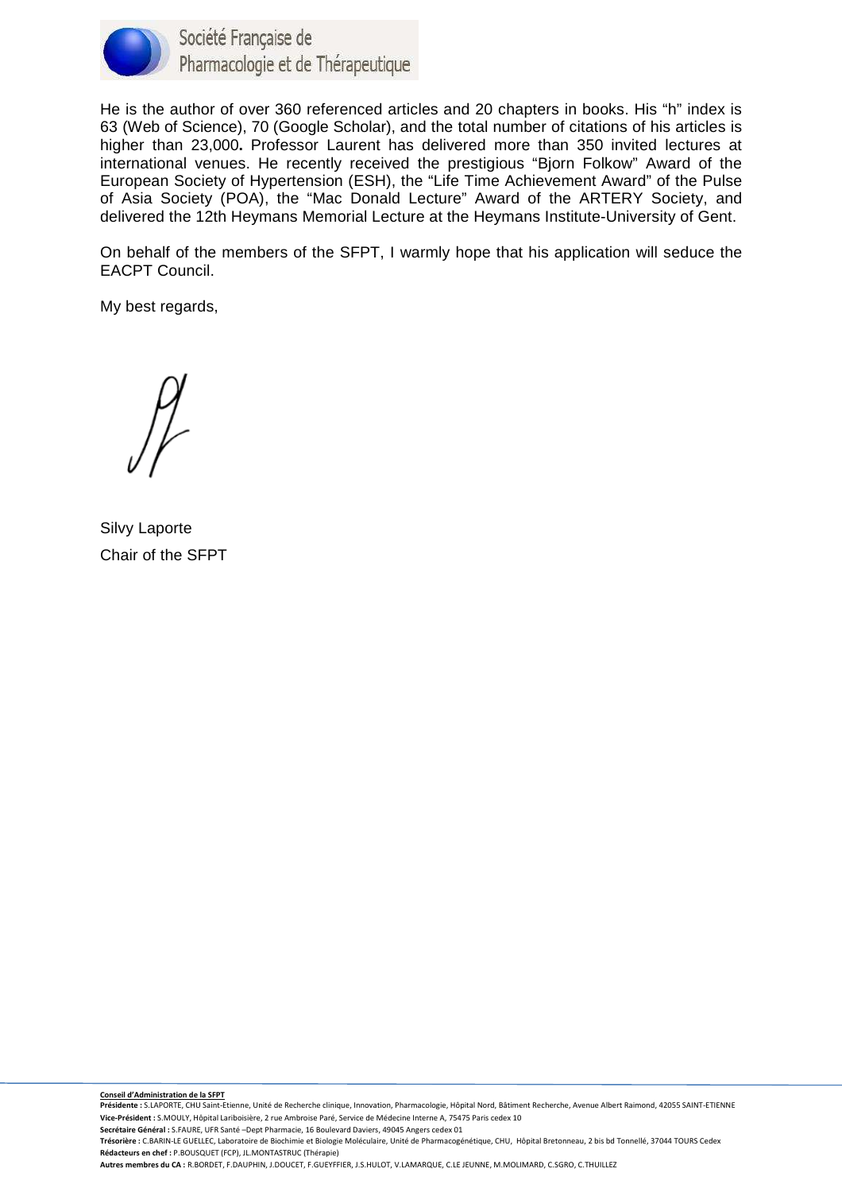He is the author of over 360 referenced articles and 20 chapters in books. His "h" index is 63 (Web of Science), 70 (Google Scholar), and the total number of citations of his articles is higher than 23,000**.** Professor Laurent has delivered more than 350 invited lectures at international venues. He recently received the prestigious "Bjorn Folkow" Award of the European Society of Hypertension (ESH), the "Life Time Achievement Award" of the Pulse of Asia Society (POA), the "Mac Donald Lecture" Award of the ARTERY Society, and delivered the 12th Heymans Memorial Lecture at the Heymans Institute-University of Gent.

On behalf of the members of the SFPT, I warmly hope that his application will seduce the EACPT Council.

My best regards,

Silvy Laporte
Chair of the SFPT

**Conseil d'Administration de la SFPT**
**Présidente :** S.LAPORTE, CHU Saint-Etienne, Unité de Recherche clinique, Innovation, Pharmacologie, Hôpital Nord, Bâtiment Recherche, Avenue Albert Raimond, 42055 SAINT-ETIENNE
**Vice-Président :** S.MOULY, Hôpital Lariboisière, 2 rue Ambroise Paré, Service de Médecine Interne A, 75475 Paris cedex 10
**Secrétaire Général :** S.FAURE, UFR Santé –Dept Pharmacie, 16 Boulevard Daviers, 49045 Angers cedex 01
**Trésorière :** C.BARIN-LE GUELLEC, Laboratoire de Biochimie et Biologie Moléculaire, Unité de Pharmacogénétique, CHU, Hôpital Bretonneau, 2 bis bd Tonnellé, 37044 TOURS Cedex
**Rédacteurs en chef :** P.BOUSQUET (FCP), JL.MONTASTRUC (Thérapie)
**Autres membres du CA :** R.BORDET, F.DAUPHIN, J.DOUCET, F.GUEYFFIER, J.S.HULOT, V.LAMARQUE, C.LE JEUNNE, M.MOLIMARD, C.SGRO, C.THUILLEZ